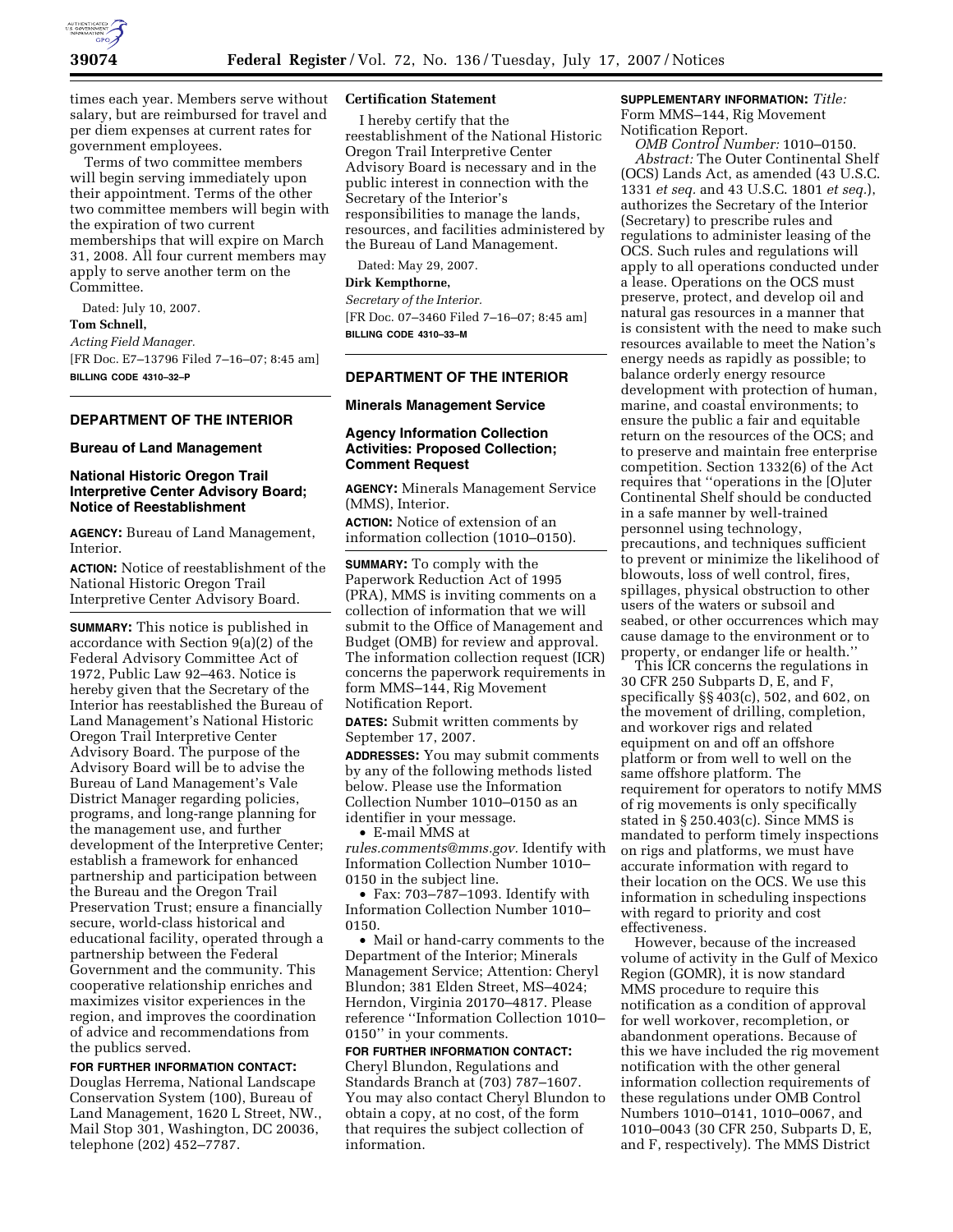times each year. Members serve without salary, but are reimbursed for travel and per diem expenses at current rates for government employees.

Terms of two committee members will begin serving immediately upon their appointment. Terms of the other two committee members will begin with the expiration of two current memberships that will expire on March 31, 2008. All four current members may apply to serve another term on the Committee.

Dated: July 10, 2007.

**Tom Schnell,**

*Acting Field Manager.*

[FR Doc. E7–13796 Filed 7–16–07; 8:45 am]

**BILLING CODE 4310–32–P**

## DEPARTMENT OF THE INTERIOR

### Bureau of Land Management

### National Historic Oregon Trail Interpretive Center Advisory Board; Notice of Reestablishment

**AGENCY:** Bureau of Land Management, Interior.

**ACTION:** Notice of reestablishment of the National Historic Oregon Trail Interpretive Center Advisory Board.

**SUMMARY:** This notice is published in accordance with Section 9(a)(2) of the Federal Advisory Committee Act of 1972, Public Law 92–463. Notice is hereby given that the Secretary of the Interior has reestablished the Bureau of Land Management's National Historic Oregon Trail Interpretive Center Advisory Board. The purpose of the Advisory Board will be to advise the Bureau of Land Management's Vale District Manager regarding policies, programs, and long-range planning for the management use, and further development of the Interpretive Center; establish a framework for enhanced partnership and participation between the Bureau and the Oregon Trail Preservation Trust; ensure a financially secure, world-class historical and educational facility, operated through a partnership between the Federal Government and the community. This cooperative relationship enriches and maximizes visitor experiences in the region, and improves the coordination of advice and recommendations from the publics served.

**FOR FURTHER INFORMATION CONTACT:** Douglas Herrema, National Landscape Conservation System (100), Bureau of Land Management, 1620 L Street, NW., Mail Stop 301, Washington, DC 20036, telephone (202) 452–7787.

**Certification Statement**

I hereby certify that the reestablishment of the National Historic Oregon Trail Interpretive Center Advisory Board is necessary and in the public interest in connection with the Secretary of the Interior's responsibilities to manage the lands, resources, and facilities administered by the Bureau of Land Management.

Dated: May 29, 2007.

**Dirk Kempthorne,**

*Secretary of the Interior.*

[FR Doc. 07–3460 Filed 7–16–07; 8:45 am]

**BILLING CODE 4310–33–M**

## DEPARTMENT OF THE INTERIOR

### Minerals Management Service

### Agency Information Collection Activities: Proposed Collection; Comment Request

**AGENCY:** Minerals Management Service (MMS), Interior.

**ACTION:** Notice of extension of an information collection (1010–0150).

**SUMMARY:** To comply with the Paperwork Reduction Act of 1995 (PRA), MMS is inviting comments on a collection of information that we will submit to the Office of Management and Budget (OMB) for review and approval. The information collection request (ICR) concerns the paperwork requirements in form MMS–144, Rig Movement Notification Report.

**DATES:** Submit written comments by September 17, 2007.

**ADDRESSES:** You may submit comments by any of the following methods listed below. Please use the Information Collection Number 1010–0150 as an identifier in your message.

- E-mail MMS at *rules.comments@mms.gov.* Identify with Information Collection Number 1010–0150 in the subject line.
- Fax: 703–787–1093. Identify with Information Collection Number 1010–0150.
- Mail or hand-carry comments to the Department of the Interior; Minerals Management Service; Attention: Cheryl Blundon; 381 Elden Street, MS–4024; Herndon, Virginia 20170–4817. Please reference ''Information Collection 1010–0150'' in your comments.

**FOR FURTHER INFORMATION CONTACT:** Cheryl Blundon, Regulations and Standards Branch at (703) 787–1607. You may also contact Cheryl Blundon to obtain a copy, at no cost, of the form that requires the subject collection of information.

**SUPPLEMENTARY INFORMATION:** *Title:* Form MMS–144, Rig Movement Notification Report.

*OMB Control Number:* 1010–0150.

*Abstract:* The Outer Continental Shelf (OCS) Lands Act, as amended (43 U.S.C. 1331 *et seq.* and 43 U.S.C. 1801 *et seq.*), authorizes the Secretary of the Interior (Secretary) to prescribe rules and regulations to administer leasing of the OCS. Such rules and regulations will apply to all operations conducted under a lease. Operations on the OCS must preserve, protect, and develop oil and natural gas resources in a manner that is consistent with the need to make such resources available to meet the Nation's energy needs as rapidly as possible; to balance orderly energy resource development with protection of human, marine, and coastal environments; to ensure the public a fair and equitable return on the resources of the OCS; and to preserve and maintain free enterprise competition. Section 1332(6) of the Act requires that ''operations in the [O]uter Continental Shelf should be conducted in a safe manner by well-trained personnel using technology, precautions, and techniques sufficient to prevent or minimize the likelihood of blowouts, loss of well control, fires, spillages, physical obstruction to other users of the waters or subsoil and seabed, or other occurrences which may cause damage to the environment or to property, or endanger life or health.''

This ICR concerns the regulations in 30 CFR 250 Subparts D, E, and F, specifically §§ 403(c), 502, and 602, on the movement of drilling, completion, and workover rigs and related equipment on and off an offshore platform or from well to well on the same offshore platform. The requirement for operators to notify MMS of rig movements is only specifically stated in § 250.403(c). Since MMS is mandated to perform timely inspections on rigs and platforms, we must have accurate information with regard to their location on the OCS. We use this information in scheduling inspections with regard to priority and cost effectiveness.

However, because of the increased volume of activity in the Gulf of Mexico Region (GOMR), it is now standard MMS procedure to require this notification as a condition of approval for well workover, recompletion, or abandonment operations. Because of this we have included the rig movement notification with the other general information collection requirements of these regulations under OMB Control Numbers 1010–0141, 1010–0067, and 1010–0043 (30 CFR 250, Subparts D, E, and F, respectively). The MMS District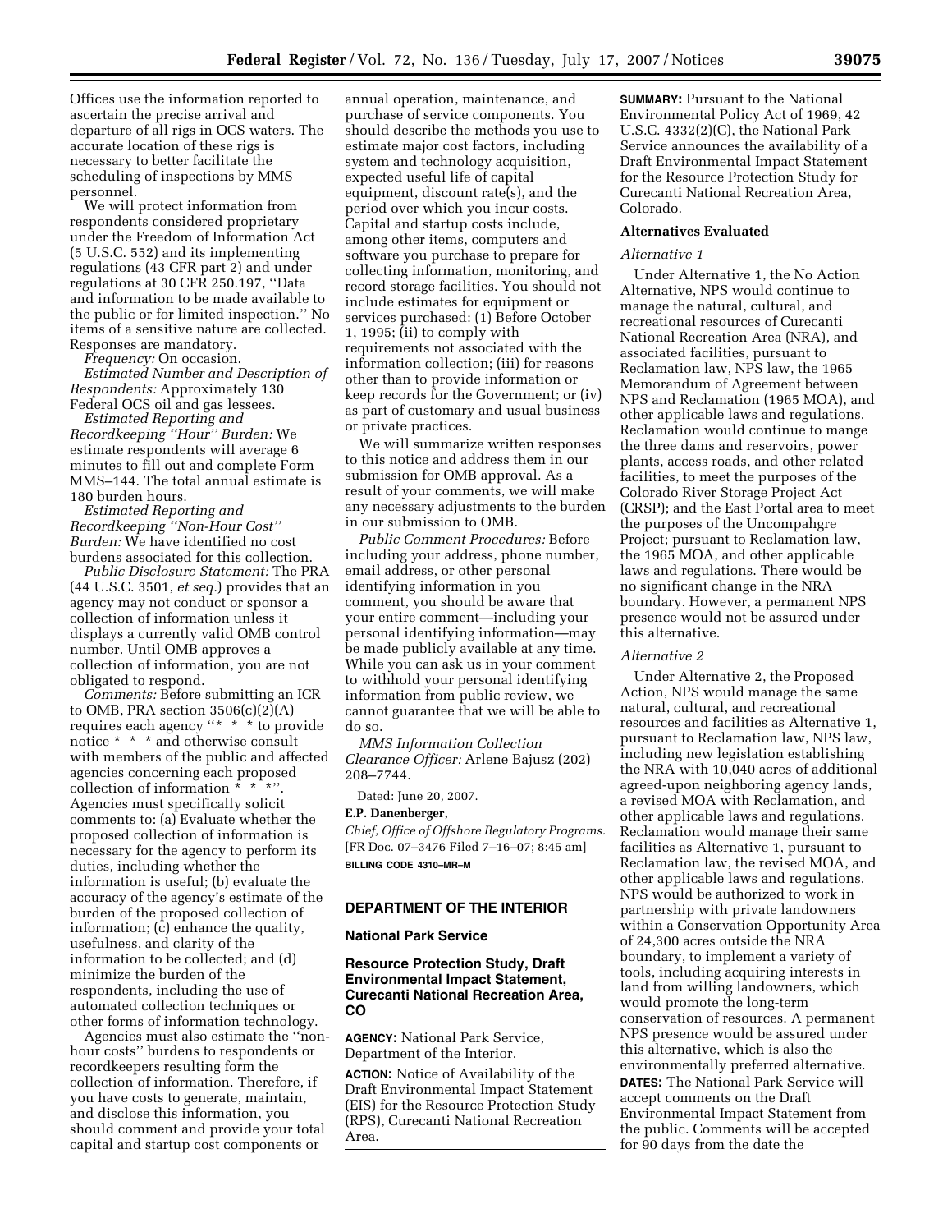Offices use the information reported to ascertain the precise arrival and departure of all rigs in OCS waters. The accurate location of these rigs is necessary to better facilitate the scheduling of inspections by MMS personnel.

We will protect information from respondents considered proprietary under the Freedom of Information Act (5 U.S.C. 552) and its implementing regulations (43 CFR part 2) and under regulations at 30 CFR 250.197, ''Data and information to be made available to the public or for limited inspection.'' No items of a sensitive nature are collected. Responses are mandatory.

*Frequency:* On occasion.

*Estimated Number and Description of Respondents:* Approximately 130 Federal OCS oil and gas lessees.

*Estimated Reporting and Recordkeeping ''Hour'' Burden:* We estimate respondents will average 6 minutes to fill out and complete Form MMS–144. The total annual estimate is 180 burden hours.

*Estimated Reporting and Recordkeeping ''Non-Hour Cost'' Burden:* We have identified no cost burdens associated for this collection.

*Public Disclosure Statement:* The PRA (44 U.S.C. 3501, *et seq.*) provides that an agency may not conduct or sponsor a collection of information unless it displays a currently valid OMB control number. Until OMB approves a collection of information, you are not obligated to respond.

*Comments:* Before submitting an ICR to OMB, PRA section 3506(c)(2)(A) requires each agency ''* * * to provide notice * * * and otherwise consult with members of the public and affected agencies concerning each proposed collection of information * * *''. Agencies must specifically solicit comments to: (a) Evaluate whether the proposed collection of information is necessary for the agency to perform its duties, including whether the information is useful; (b) evaluate the accuracy of the agency's estimate of the burden of the proposed collection of information; (c) enhance the quality, usefulness, and clarity of the information to be collected; and (d) minimize the burden of the respondents, including the use of automated collection techniques or other forms of information technology.

Agencies must also estimate the ''non-hour costs'' burdens to respondents or recordkeepers resulting form the collection of information. Therefore, if you have costs to generate, maintain, and disclose this information, you should comment and provide your total capital and startup cost components or annual operation, maintenance, and purchase of service components. You should describe the methods you use to estimate major cost factors, including system and technology acquisition, expected useful life of capital equipment, discount rate(s), and the period over which you incur costs. Capital and startup costs include, among other items, computers and software you purchase to prepare for collecting information, monitoring, and record storage facilities. You should not include estimates for equipment or services purchased: (1) Before October 1, 1995; (ii) to comply with requirements not associated with the information collection; (iii) for reasons other than to provide information or keep records for the Government; or (iv) as part of customary and usual business or private practices.

We will summarize written responses to this notice and address them in our submission for OMB approval. As a result of your comments, we will make any necessary adjustments to the burden in our submission to OMB.

*Public Comment Procedures:* Before including your address, phone number, email address, or other personal identifying information in you comment, you should be aware that your entire comment—including your personal identifying information—may be made publicly available at any time. While you can ask us in your comment to withhold your personal identifying information from public review, we cannot guarantee that we will be able to do so.

*MMS Information Collection Clearance Officer:* Arlene Bajusz (202) 208–7744.

Dated: June 20, 2007.

**E.P. Danenberger,**

*Chief, Office of Offshore Regulatory Programs.*

[FR Doc. 07–3476 Filed 7–16–07; 8:45 am]

**BILLING CODE 4310–MR–M**

## DEPARTMENT OF THE INTERIOR

### National Park Service

### Resource Protection Study, Draft Environmental Impact Statement, Curecanti National Recreation Area, CO

**AGENCY:** National Park Service, Department of the Interior.

**ACTION:** Notice of Availability of the Draft Environmental Impact Statement (EIS) for the Resource Protection Study (RPS), Curecanti National Recreation Area.

**SUMMARY:** Pursuant to the National Environmental Policy Act of 1969, 42 U.S.C. 4332(2)(C), the National Park Service announces the availability of a Draft Environmental Impact Statement for the Resource Protection Study for Curecanti National Recreation Area, Colorado.

**Alternatives Evaluated**

*Alternative 1*

Under Alternative 1, the No Action Alternative, NPS would continue to manage the natural, cultural, and recreational resources of Curecanti National Recreation Area (NRA), and associated facilities, pursuant to Reclamation law, NPS law, the 1965 Memorandum of Agreement between NPS and Reclamation (1965 MOA), and other applicable laws and regulations. Reclamation would continue to mange the three dams and reservoirs, power plants, access roads, and other related facilities, to meet the purposes of the Colorado River Storage Project Act (CRSP); and the East Portal area to meet the purposes of the Uncompahgre Project; pursuant to Reclamation law, the 1965 MOA, and other applicable laws and regulations. There would be no significant change in the NRA boundary. However, a permanent NPS presence would not be assured under this alternative.

*Alternative 2*

Under Alternative 2, the Proposed Action, NPS would manage the same natural, cultural, and recreational resources and facilities as Alternative 1, pursuant to Reclamation law, NPS law, including new legislation establishing the NRA with 10,040 acres of additional agreed-upon neighboring agency lands, a revised MOA with Reclamation, and other applicable laws and regulations. Reclamation would manage their same facilities as Alternative 1, pursuant to Reclamation law, the revised MOA, and other applicable laws and regulations. NPS would be authorized to work in partnership with private landowners within a Conservation Opportunity Area of 24,300 acres outside the NRA boundary, to implement a variety of tools, including acquiring interests in land from willing landowners, which would promote the long-term conservation of resources. A permanent NPS presence would be assured under this alternative, which is also the environmentally preferred alternative.

**DATES:** The National Park Service will accept comments on the Draft Environmental Impact Statement from the public. Comments will be accepted for 90 days from the date the